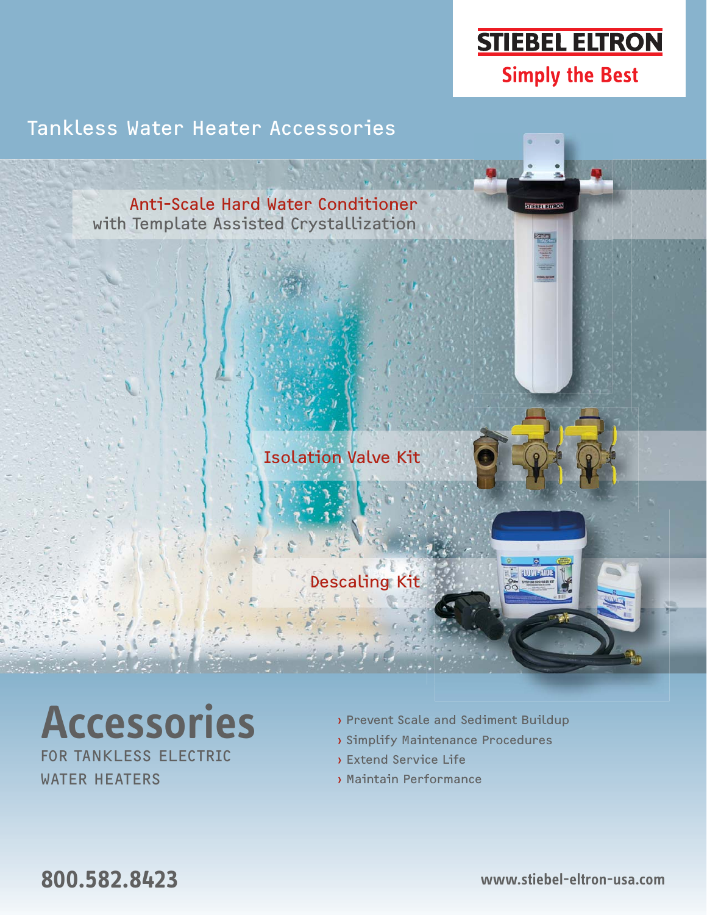STIEBEL ELTRON

Simply the Best

Tankless Water Heater Accessories

Anti-Scale Hard Water Conditioner
with Template Assisted Crystallization

Isolation Valve Kit

Descaling Kit

# Accessories

FOR TANKLESS ELECTRIC WATER HEATERS

- Prevent Scale and Sediment Buildup
- Simplify Maintenance Procedures
- Extend Service Life
- Maintain Performance

**800.582.8423**

**www.stiebel-eltron-usa.com**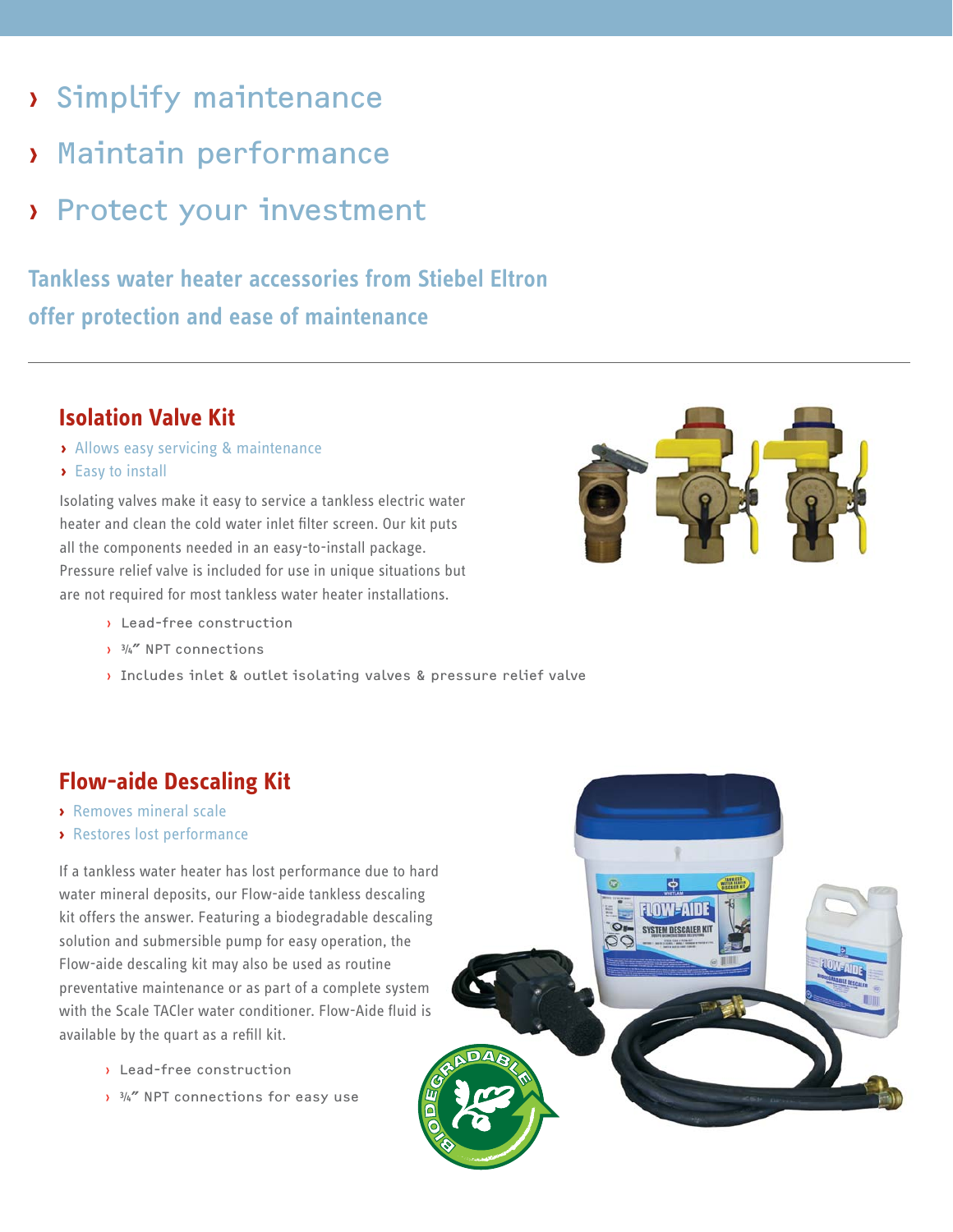- Simplify maintenance
- Maintain performance
- Protect your investment

## Tankless water heater accessories from Stiebel Eltron offer protection and ease of maintenance

---

### Isolation Valve Kit

- Allows easy servicing & maintenance
- Easy to install

Isolating valves make it easy to service a tankless electric water heater and clean the cold water inlet filter screen. Our kit puts all the components needed in an easy-to-install package. Pressure relief valve is included for use in unique situations but are not required for most tankless water heater installations.

- Lead-free construction
- ¾" NPT connections
- Includes inlet & outlet isolating valves & pressure relief valve

### Flow-aide Descaling Kit

- Removes mineral scale
- Restores lost performance

If a tankless water heater has lost performance due to hard water mineral deposits, our Flow-aide tankless descaling kit offers the answer. Featuring a biodegradable descaling solution and submersible pump for easy operation, the Flow-aide descaling kit may also be used as routine preventative maintenance or as part of a complete system with the Scale TACler water conditioner. Flow-Aide fluid is available by the quart as a refill kit.

- Lead-free construction
- ¾" NPT connections for easy use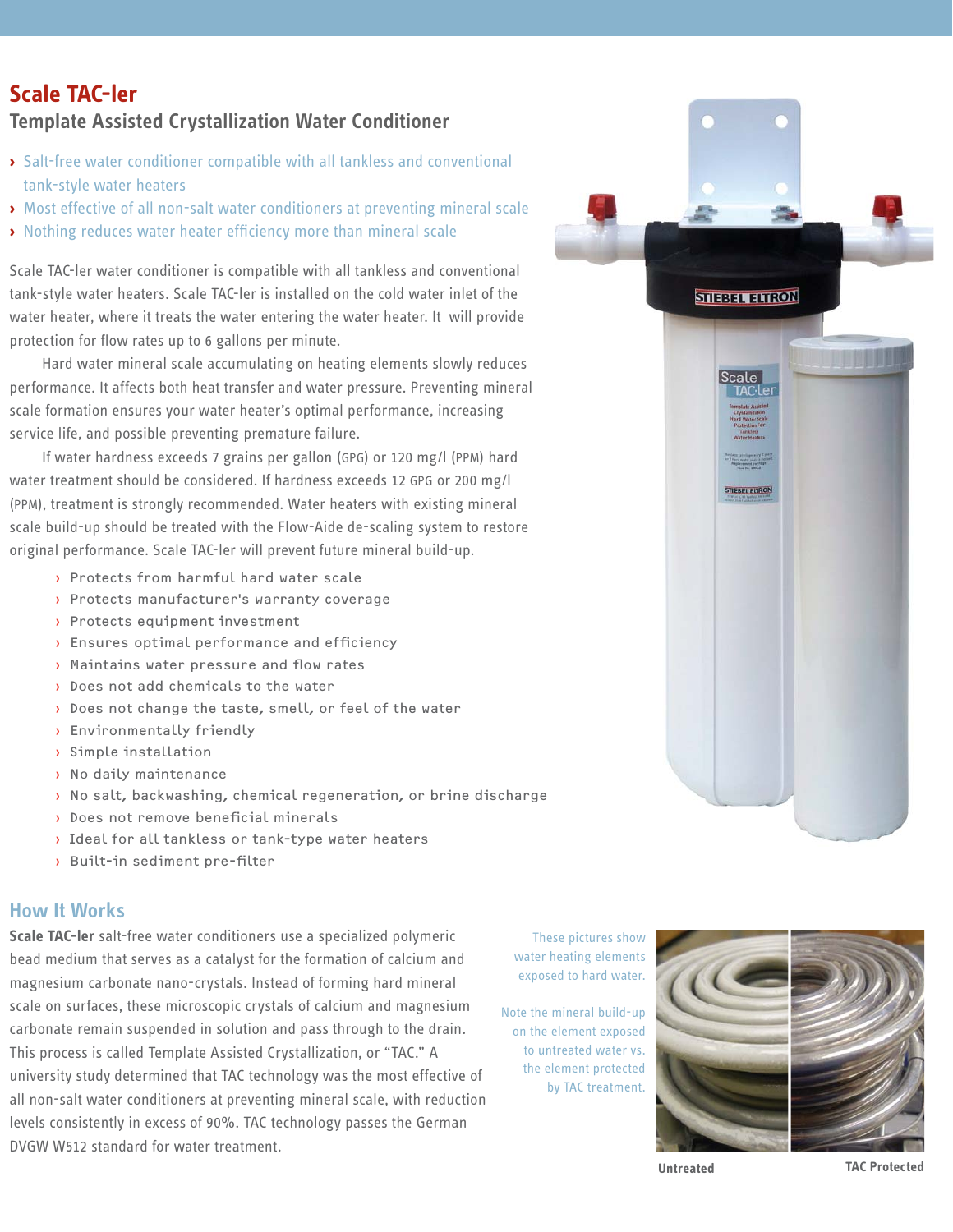# Scale TAC-ler

## Template Assisted Crystallization Water Conditioner

- Salt-free water conditioner compatible with all tankless and conventional tank-style water heaters
- Most effective of all non-salt water conditioners at preventing mineral scale
- Nothing reduces water heater efficiency more than mineral scale

Scale TAC-ler water conditioner is compatible with all tankless and conventional tank-style water heaters. Scale TAC-ler is installed on the cold water inlet of the water heater, where it treats the water entering the water heater. It will provide protection for flow rates up to 6 gallons per minute.

Hard water mineral scale accumulating on heating elements slowly reduces performance. It affects both heat transfer and water pressure. Preventing mineral scale formation ensures your water heater's optimal performance, increasing service life, and possible preventing premature failure.

If water hardness exceeds 7 grains per gallon (GPG) or 120 mg/l (PPM) hard water treatment should be considered. If hardness exceeds 12 GPG or 200 mg/l (PPM), treatment is strongly recommended. Water heaters with existing mineral scale build-up should be treated with the Flow-Aide de-scaling system to restore original performance. Scale TAC-ler will prevent future mineral build-up.

- Protects from harmful hard water scale
- Protects manufacturer's warranty coverage
- Protects equipment investment
- Ensures optimal performance and efficiency
- Maintains water pressure and flow rates
- Does not add chemicals to the water
- Does not change the taste, smell, or feel of the water
- Environmentally friendly
- Simple installation
- No daily maintenance
- No salt, backwashing, chemical regeneration, or brine discharge
- Does not remove beneficial minerals
- Ideal for all tankless or tank-type water heaters
- Built-in sediment pre-filter

## How It Works

**Scale TAC-ler** salt-free water conditioners use a specialized polymeric bead medium that serves as a catalyst for the formation of calcium and magnesium carbonate nano-crystals. Instead of forming hard mineral scale on surfaces, these microscopic crystals of calcium and magnesium carbonate remain suspended in solution and pass through to the drain. This process is called Template Assisted Crystallization, or "TAC." A university study determined that TAC technology was the most effective of all non-salt water conditioners at preventing mineral scale, with reduction levels consistently in excess of 90%. TAC technology passes the German DVGW W512 standard for water treatment.

These pictures show water heating elements exposed to hard water.

Note the mineral build-up on the element exposed to untreated water vs. the element protected by TAC treatment.

Untreated | TAC Protected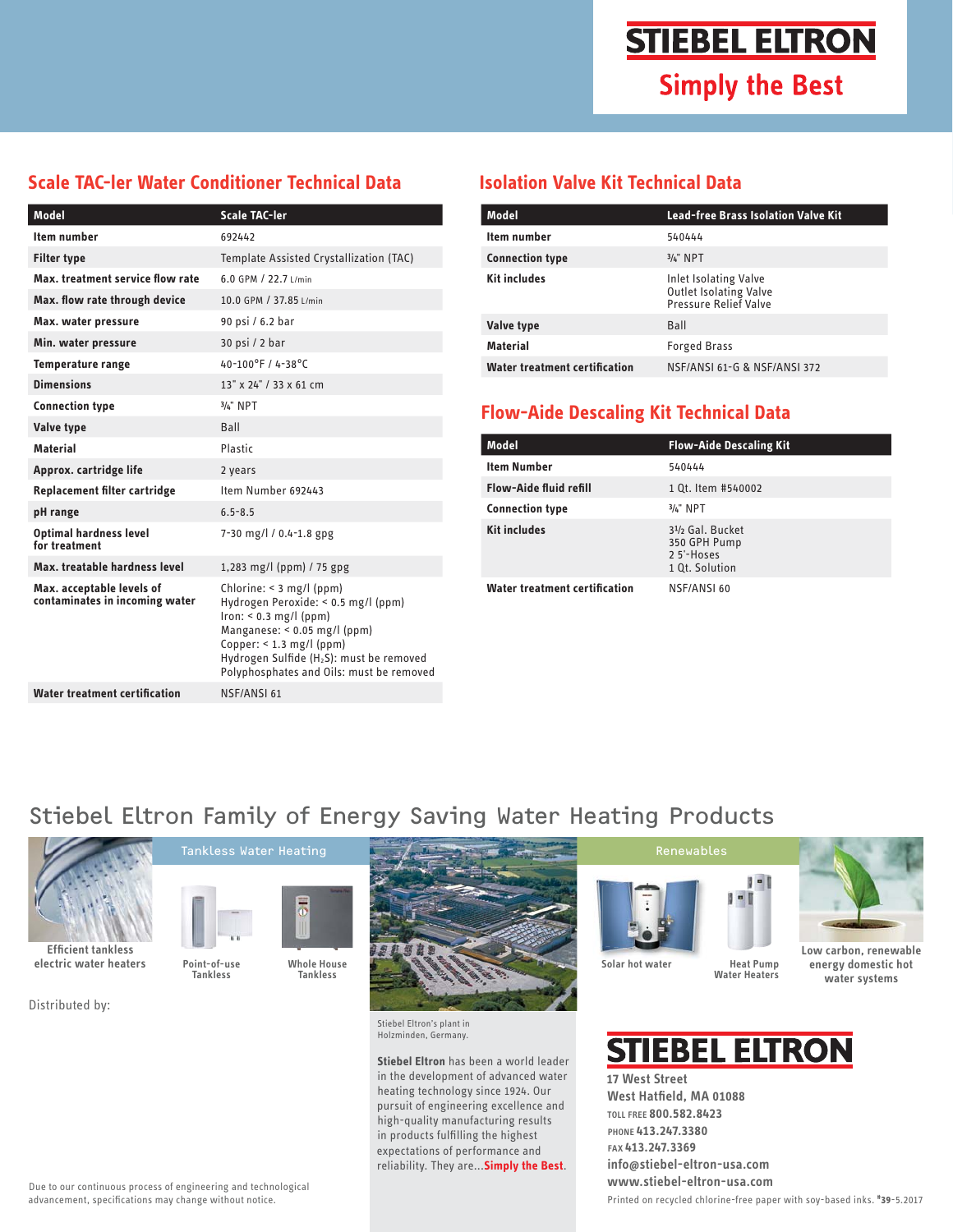**STIEBEL ELTRON**

**Simply the Best**

## Scale TAC-ler Water Conditioner Technical Data

| Model | Scale TAC-ler |
|---|---|
| Item number | 692442 |
| Filter type | Template Assisted Crystallization (TAC) |
| Max. treatment service flow rate | 6.0 GPM / 22.7 L/min |
| Max. flow rate through device | 10.0 GPM / 37.85 L/min |
| Max. water pressure | 90 psi / 6.2 bar |
| Min. water pressure | 30 psi / 2 bar |
| Temperature range | 40-100°F / 4-38°C |
| Dimensions | 13" x 24" / 33 x 61 cm |
| Connection type | ¾" NPT |
| Valve type | Ball |
| Material | Plastic |
| Approx. cartridge life | 2 years |
| Replacement filter cartridge | Item Number 692443 |
| pH range | 6.5-8.5 |
| Optimal hardness level for treatment | 7-30 mg/l / 0.4-1.8 gpg |
| Max. treatable hardness level | 1,283 mg/l (ppm) / 75 gpg |
| Max. acceptable levels of contaminates in incoming water | Chlorine: < 3 mg/l (ppm)<br>Hydrogen Peroxide: < 0.5 mg/l (ppm)<br>Iron: < 0.3 mg/l (ppm)<br>Manganese: < 0.05 mg/l (ppm)<br>Copper: < 1.3 mg/l (ppm)<br>Hydrogen Sulfide ($H_2S$): must be removed<br>Polyphosphates and Oils: must be removed |
| Water treatment certification | NSF/ANSI 61 |

## Isolation Valve Kit Technical Data

| Model | Lead-free Brass Isolation Valve Kit |
|---|---|
| Item number | 540444 |
| Connection type | ¾" NPT |
| Kit includes | Inlet Isolating Valve<br>Outlet Isolating Valve<br>Pressure Relief Valve |
| Valve type | Ball |
| Material | Forged Brass |
| Water treatment certification | NSF/ANSI 61-G & NSF/ANSI 372 |

## Flow-Aide Descaling Kit Technical Data

| Model | Flow-Aide Descaling Kit |
|---|---|
| Item Number | 540444 |
| Flow-Aide fluid refill | 1 Qt. Item #540002 |
| Connection type | ¾" NPT |
| Kit includes | 3½ Gal. Bucket<br>350 GPH Pump<br>2 5'-Hoses<br>1 Qt. Solution |
| Water treatment certification | NSF/ANSI 60 |

## Stiebel Eltron Family of Energy Saving Water Heating Products

Efficient tankless electric water heaters

Tankless Water Heating

Point-of-use Tankless

Whole House Tankless

Stiebel Eltron's plant in Holzminden, Germany.

Renewables

Solar hot water

Heat Pump Water Heaters

Low carbon, renewable energy domestic hot water systems

Distributed by:

**Stiebel Eltron** has been a world leader in the development of advanced water heating technology since 1924. Our pursuit of engineering excellence and high-quality manufacturing results in products fulfilling the highest expectations of performance and reliability. They are...**Simply the Best**.

**STIEBEL ELTRON**

**17 West Street**
**West Hatfield, MA 01088**
TOLL FREE **800.582.8423**
PHONE **413.247.3380**
FAX **413.247.3369**
**info@stiebel-eltron-usa.com**
**www.stiebel-eltron-usa.com**

Due to our continuous process of engineering and technological advancement, specifications may change without notice.

Printed on recycled chlorine-free paper with soy-based inks. #39-5.2017